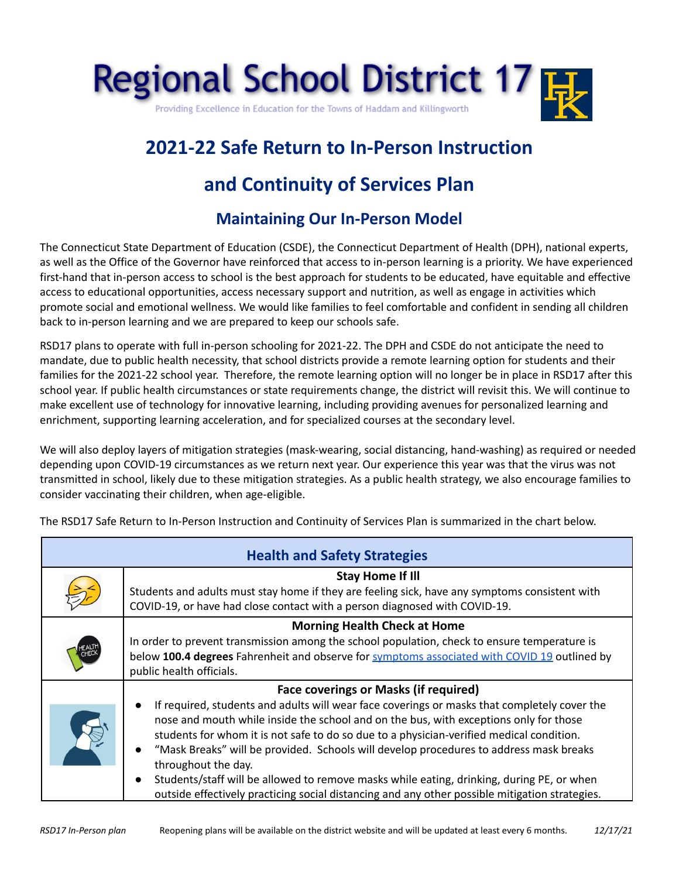# Regional School District 17

Providing Excellence in Education for the Towns of Haddam and Killingworth

## 2021-22 Safe Return to In-Person Instruction and Continuity of Services Plan

### Maintaining Our In-Person Model

The Connecticut State Department of Education (CSDE), the Connecticut Department of Health (DPH), national experts, as well as the Office of the Governor have reinforced that access to in-person learning is a priority. We have experienced first-hand that in-person access to school is the best approach for students to be educated, have equitable and effective access to educational opportunities, access necessary support and nutrition, as well as engage in activities which promote social and emotional wellness. We would like families to feel comfortable and confident in sending all children back to in-person learning and we are prepared to keep our schools safe.

RSD17 plans to operate with full in-person schooling for 2021-22. The DPH and CSDE do not anticipate the need to mandate, due to public health necessity, that school districts provide a remote learning option for students and their families for the 2021-22 school year. Therefore, the remote learning option will no longer be in place in RSD17 after this school year. If public health circumstances or state requirements change, the district will revisit this. We will continue to make excellent use of technology for innovative learning, including providing avenues for personalized learning and enrichment, supporting learning acceleration, and for specialized courses at the secondary level.

We will also deploy layers of mitigation strategies (mask-wearing, social distancing, hand-washing) as required or needed depending upon COVID-19 circumstances as we return next year. Our experience this year was that the virus was not transmitted in school, likely due to these mitigation strategies. As a public health strategy, we also encourage families to consider vaccinating their children, when age-eligible.

The RSD17 Safe Return to In-Person Instruction and Continuity of Services Plan is summarized in the chart below.

| Health and Safety Strategies | |
|---|---|
| | **Stay Home If Ill**<br>Students and adults must stay home if they are feeling sick, have any symptoms consistent with COVID-19, or have had close contact with a person diagnosed with COVID-19. |
| | **Morning Health Check at Home**<br>In order to prevent transmission among the school population, check to ensure temperature is below **100.4 degrees** Fahrenheit and observe for symptoms associated with COVID 19 outlined by public health officials. |
| | **Face coverings or Masks (if required)**<br>• If required, students and adults will wear face coverings or masks that completely cover the nose and mouth while inside the school and on the bus, with exceptions only for those students for whom it is not safe to do so due to a physician-verified medical condition.<br>• "Mask Breaks" will be provided. Schools will develop procedures to address mask breaks throughout the day.<br>• Students/staff will be allowed to remove masks while eating, drinking, during PE, or when outside effectively practicing social distancing and any other possible mitigation strategies. |

*RSD17 In-Person plan* Reopening plans will be available on the district website and will be updated at least every 6 months. *12/17/21*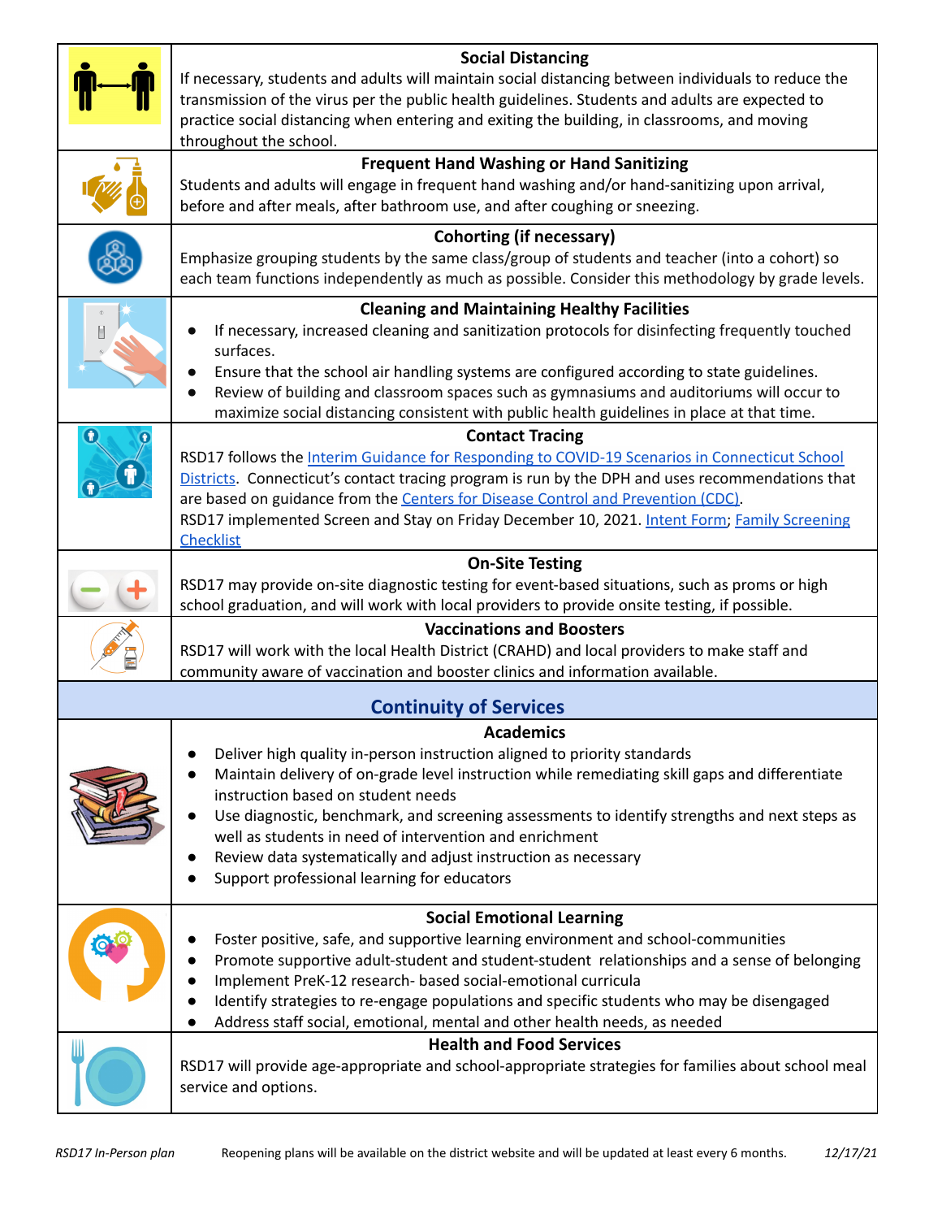### Social Distancing

If necessary, students and adults will maintain social distancing between individuals to reduce the transmission of the virus per the public health guidelines. Students and adults are expected to practice social distancing when entering and exiting the building, in classrooms, and moving throughout the school.

### Frequent Hand Washing or Hand Sanitizing

Students and adults will engage in frequent hand washing and/or hand-sanitizing upon arrival, before and after meals, after bathroom use, and after coughing or sneezing.

### Cohorting (if necessary)

Emphasize grouping students by the same class/group of students and teacher (into a cohort) so each team functions independently as much as possible. Consider this methodology by grade levels.

### Cleaning and Maintaining Healthy Facilities

- If necessary, increased cleaning and sanitization protocols for disinfecting frequently touched surfaces.
- Ensure that the school air handling systems are configured according to state guidelines.
- Review of building and classroom spaces such as gymnasiums and auditoriums will occur to maximize social distancing consistent with public health guidelines in place at that time.

### Contact Tracing

RSD17 follows the Interim Guidance for Responding to COVID-19 Scenarios in Connecticut School Districts. Connecticut's contact tracing program is run by the DPH and uses recommendations that are based on guidance from the Centers for Disease Control and Prevention (CDC).
RSD17 implemented Screen and Stay on Friday December 10, 2021. Intent Form; Family Screening Checklist

### On-Site Testing

RSD17 may provide on-site diagnostic testing for event-based situations, such as proms or high school graduation, and will work with local providers to provide onsite testing, if possible.

### Vaccinations and Boosters

RSD17 will work with the local Health District (CRAHD) and local providers to make staff and community aware of vaccination and booster clinics and information available.

## Continuity of Services

### Academics

- Deliver high quality in-person instruction aligned to priority standards
- Maintain delivery of on-grade level instruction while remediating skill gaps and differentiate instruction based on student needs
- Use diagnostic, benchmark, and screening assessments to identify strengths and next steps as well as students in need of intervention and enrichment
- Review data systematically and adjust instruction as necessary
- Support professional learning for educators

### Social Emotional Learning

- Foster positive, safe, and supportive learning environment and school-communities
- Promote supportive adult-student and student-student relationships and a sense of belonging
- Implement PreK-12 research- based social-emotional curricula
- Identify strategies to re-engage populations and specific students who may be disengaged
- Address staff social, emotional, mental and other health needs, as needed

### Health and Food Services

RSD17 will provide age-appropriate and school-appropriate strategies for families about school meal service and options.

*RSD17 In-Person plan* Reopening plans will be available on the district website and will be updated at least every 6 months. *12/17/21*